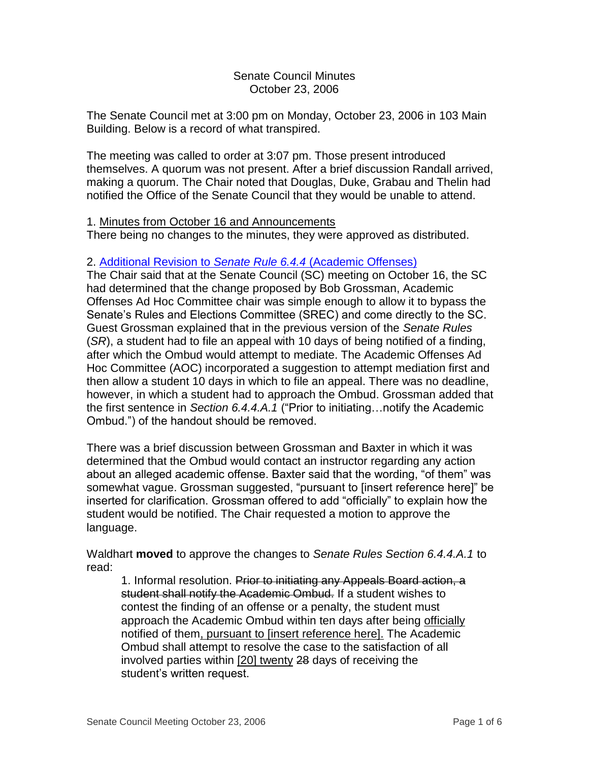Senate Council Minutes
October 23, 2006

The Senate Council met at 3:00 pm on Monday, October 23, 2006 in 103 Main Building. Below is a record of what transpired.

The meeting was called to order at 3:07 pm. Those present introduced themselves. A quorum was not present. After a brief discussion Randall arrived, making a quorum. The Chair noted that Douglas, Duke, Grabau and Thelin had notified the Office of the Senate Council that they would be unable to attend.

1. Minutes from October 16 and Announcements
There being no changes to the minutes, they were approved as distributed.

2. Additional Revision to *Senate Rule 6.4.4* (Academic Offenses)
The Chair said that at the Senate Council (SC) meeting on October 16, the SC had determined that the change proposed by Bob Grossman, Academic Offenses Ad Hoc Committee chair was simple enough to allow it to bypass the Senate's Rules and Elections Committee (SREC) and come directly to the SC. Guest Grossman explained that in the previous version of the *Senate Rules* (*SR*), a student had to file an appeal with 10 days of being notified of a finding, after which the Ombud would attempt to mediate. The Academic Offenses Ad Hoc Committee (AOC) incorporated a suggestion to attempt mediation first and then allow a student 10 days in which to file an appeal. There was no deadline, however, in which a student had to approach the Ombud. Grossman added that the first sentence in *Section 6.4.4.A.1* ("Prior to initiating…notify the Academic Ombud.") of the handout should be removed.

There was a brief discussion between Grossman and Baxter in which it was determined that the Ombud would contact an instructor regarding any action about an alleged academic offense. Baxter said that the wording, "of them" was somewhat vague. Grossman suggested, "pursuant to [insert reference here]" be inserted for clarification. Grossman offered to add "officially" to explain how the student would be notified. The Chair requested a motion to approve the language.

Waldhart **moved** to approve the changes to *Senate Rules Section 6.4.4.A.1* to read:

> 1. Informal resolution. ~~Prior to initiating any Appeals Board action, a student shall notify the Academic Ombud.~~ If a student wishes to contest the finding of an offense or a penalty, the student must approach the Academic Ombud within ten days after being <u>officially</u> notified of them<u>, pursuant to [insert reference here].</u> The Academic Ombud shall attempt to resolve the case to the satisfaction of all involved parties within <u>[20] twenty</u> ~~28~~ days of receiving the student's written request.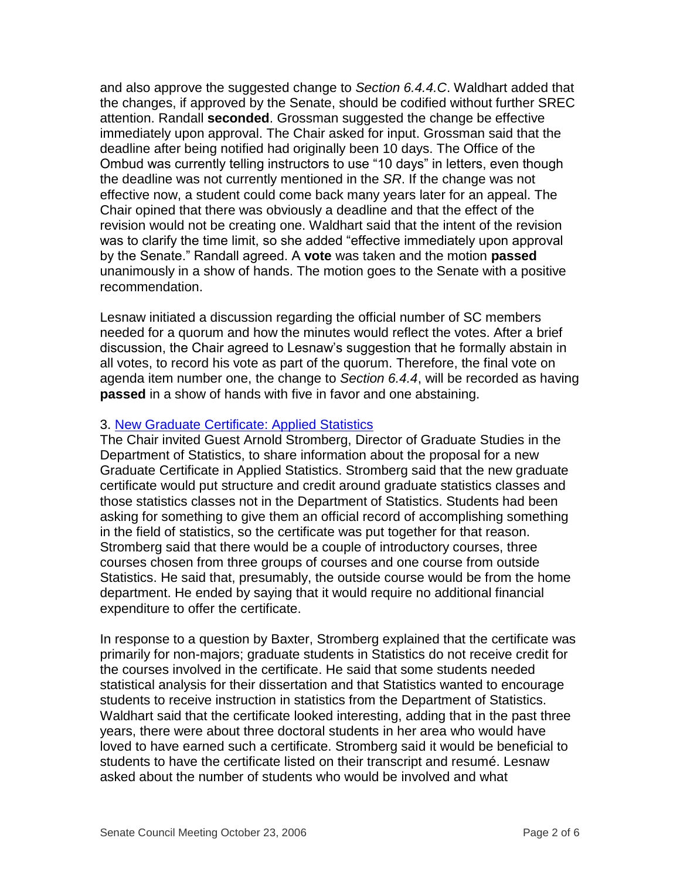and also approve the suggested change to *Section 6.4.4.C*. Waldhart added that the changes, if approved by the Senate, should be codified without further SREC attention. Randall **seconded**. Grossman suggested the change be effective immediately upon approval. The Chair asked for input. Grossman said that the deadline after being notified had originally been 10 days. The Office of the Ombud was currently telling instructors to use "10 days" in letters, even though the deadline was not currently mentioned in the *SR*. If the change was not effective now, a student could come back many years later for an appeal. The Chair opined that there was obviously a deadline and that the effect of the revision would not be creating one. Waldhart said that the intent of the revision was to clarify the time limit, so she added "effective immediately upon approval by the Senate." Randall agreed. A **vote** was taken and the motion **passed** unanimously in a show of hands. The motion goes to the Senate with a positive recommendation.

Lesnaw initiated a discussion regarding the official number of SC members needed for a quorum and how the minutes would reflect the votes. After a brief discussion, the Chair agreed to Lesnaw's suggestion that he formally abstain in all votes, to record his vote as part of the quorum. Therefore, the final vote on agenda item number one, the change to *Section 6.4.4*, will be recorded as having **passed** in a show of hands with five in favor and one abstaining.

3. New Graduate Certificate: Applied Statistics

The Chair invited Guest Arnold Stromberg, Director of Graduate Studies in the Department of Statistics, to share information about the proposal for a new Graduate Certificate in Applied Statistics. Stromberg said that the new graduate certificate would put structure and credit around graduate statistics classes and those statistics classes not in the Department of Statistics. Students had been asking for something to give them an official record of accomplishing something in the field of statistics, so the certificate was put together for that reason. Stromberg said that there would be a couple of introductory courses, three courses chosen from three groups of courses and one course from outside Statistics. He said that, presumably, the outside course would be from the home department. He ended by saying that it would require no additional financial expenditure to offer the certificate.

In response to a question by Baxter, Stromberg explained that the certificate was primarily for non-majors; graduate students in Statistics do not receive credit for the courses involved in the certificate. He said that some students needed statistical analysis for their dissertation and that Statistics wanted to encourage students to receive instruction in statistics from the Department of Statistics. Waldhart said that the certificate looked interesting, adding that in the past three years, there were about three doctoral students in her area who would have loved to have earned such a certificate. Stromberg said it would be beneficial to students to have the certificate listed on their transcript and resumé. Lesnaw asked about the number of students who would be involved and what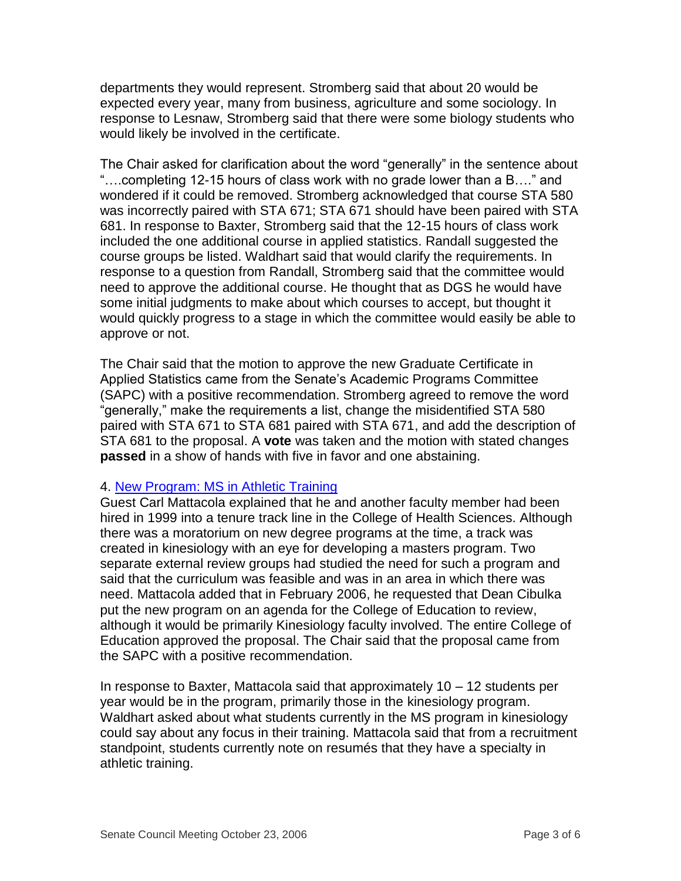departments they would represent. Stromberg said that about 20 would be expected every year, many from business, agriculture and some sociology. In response to Lesnaw, Stromberg said that there were some biology students who would likely be involved in the certificate.

The Chair asked for clarification about the word "generally" in the sentence about "….completing 12-15 hours of class work with no grade lower than a B…." and wondered if it could be removed. Stromberg acknowledged that course STA 580 was incorrectly paired with STA 671; STA 671 should have been paired with STA 681. In response to Baxter, Stromberg said that the 12-15 hours of class work included the one additional course in applied statistics. Randall suggested the course groups be listed. Waldhart said that would clarify the requirements. In response to a question from Randall, Stromberg said that the committee would need to approve the additional course. He thought that as DGS he would have some initial judgments to make about which courses to accept, but thought it would quickly progress to a stage in which the committee would easily be able to approve or not.

The Chair said that the motion to approve the new Graduate Certificate in Applied Statistics came from the Senate's Academic Programs Committee (SAPC) with a positive recommendation. Stromberg agreed to remove the word "generally," make the requirements a list, change the misidentified STA 580 paired with STA 671 to STA 681 paired with STA 671, and add the description of STA 681 to the proposal. A **vote** was taken and the motion with stated changes **passed** in a show of hands with five in favor and one abstaining.

4. New Program: MS in Athletic Training

Guest Carl Mattacola explained that he and another faculty member had been hired in 1999 into a tenure track line in the College of Health Sciences. Although there was a moratorium on new degree programs at the time, a track was created in kinesiology with an eye for developing a masters program. Two separate external review groups had studied the need for such a program and said that the curriculum was feasible and was in an area in which there was need. Mattacola added that in February 2006, he requested that Dean Cibulka put the new program on an agenda for the College of Education to review, although it would be primarily Kinesiology faculty involved. The entire College of Education approved the proposal. The Chair said that the proposal came from the SAPC with a positive recommendation.

In response to Baxter, Mattacola said that approximately 10 – 12 students per year would be in the program, primarily those in the kinesiology program. Waldhart asked about what students currently in the MS program in kinesiology could say about any focus in their training. Mattacola said that from a recruitment standpoint, students currently note on resumés that they have a specialty in athletic training.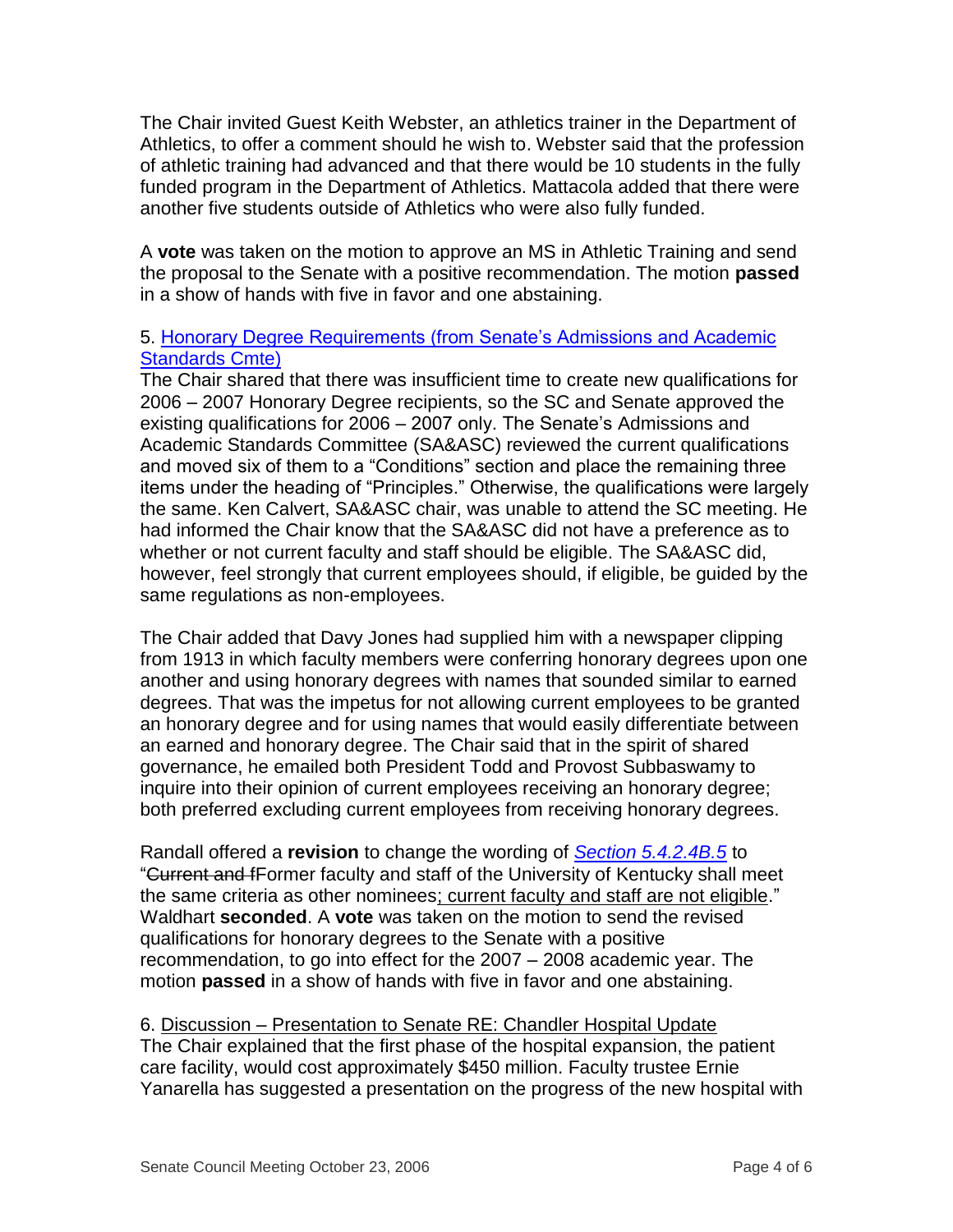The Chair invited Guest Keith Webster, an athletics trainer in the Department of Athletics, to offer a comment should he wish to. Webster said that the profession of athletic training had advanced and that there would be 10 students in the fully funded program in the Department of Athletics. Mattacola added that there were another five students outside of Athletics who were also fully funded.

A **vote** was taken on the motion to approve an MS in Athletic Training and send the proposal to the Senate with a positive recommendation. The motion **passed** in a show of hands with five in favor and one abstaining.

5. Honorary Degree Requirements (from Senate's Admissions and Academic Standards Cmte)

The Chair shared that there was insufficient time to create new qualifications for 2006 – 2007 Honorary Degree recipients, so the SC and Senate approved the existing qualifications for 2006 – 2007 only. The Senate's Admissions and Academic Standards Committee (SA&ASC) reviewed the current qualifications and moved six of them to a "Conditions" section and place the remaining three items under the heading of "Principles." Otherwise, the qualifications were largely the same. Ken Calvert, SA&ASC chair, was unable to attend the SC meeting. He had informed the Chair know that the SA&ASC did not have a preference as to whether or not current faculty and staff should be eligible. The SA&ASC did, however, feel strongly that current employees should, if eligible, be guided by the same regulations as non-employees.

The Chair added that Davy Jones had supplied him with a newspaper clipping from 1913 in which faculty members were conferring honorary degrees upon one another and using honorary degrees with names that sounded similar to earned degrees. That was the impetus for not allowing current employees to be granted an honorary degree and for using names that would easily differentiate between an earned and honorary degree. The Chair said that in the spirit of shared governance, he emailed both President Todd and Provost Subbaswamy to inquire into their opinion of current employees receiving an honorary degree; both preferred excluding current employees from receiving honorary degrees.

Randall offered a **revision** to change the wording of *Section 5.4.2.4B.5* to "~~Current and f~~Former faculty and staff of the University of Kentucky shall meet the same criteria as other nominees; current faculty and staff are not eligible." Waldhart **seconded**. A **vote** was taken on the motion to send the revised qualifications for honorary degrees to the Senate with a positive recommendation, to go into effect for the 2007 – 2008 academic year. The motion **passed** in a show of hands with five in favor and one abstaining.

6. Discussion – Presentation to Senate RE: Chandler Hospital Update

The Chair explained that the first phase of the hospital expansion, the patient care facility, would cost approximately $450 million. Faculty trustee Ernie Yanarella has suggested a presentation on the progress of the new hospital with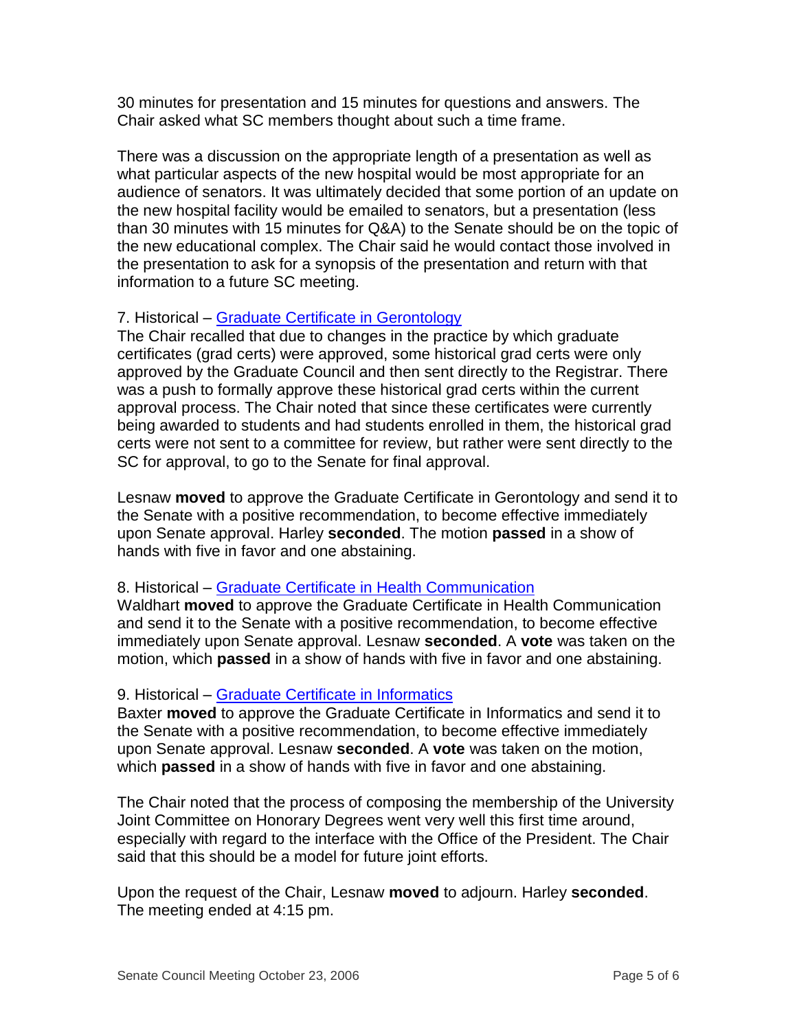30 minutes for presentation and 15 minutes for questions and answers. The Chair asked what SC members thought about such a time frame.

There was a discussion on the appropriate length of a presentation as well as what particular aspects of the new hospital would be most appropriate for an audience of senators. It was ultimately decided that some portion of an update on the new hospital facility would be emailed to senators, but a presentation (less than 30 minutes with 15 minutes for Q&A) to the Senate should be on the topic of the new educational complex. The Chair said he would contact those involved in the presentation to ask for a synopsis of the presentation and return with that information to a future SC meeting.

7. Historical – Graduate Certificate in Gerontology

The Chair recalled that due to changes in the practice by which graduate certificates (grad certs) were approved, some historical grad certs were only approved by the Graduate Council and then sent directly to the Registrar. There was a push to formally approve these historical grad certs within the current approval process. The Chair noted that since these certificates were currently being awarded to students and had students enrolled in them, the historical grad certs were not sent to a committee for review, but rather were sent directly to the SC for approval, to go to the Senate for final approval.

Lesnaw **moved** to approve the Graduate Certificate in Gerontology and send it to the Senate with a positive recommendation, to become effective immediately upon Senate approval. Harley **seconded**. The motion **passed** in a show of hands with five in favor and one abstaining.

8. Historical – Graduate Certificate in Health Communication

Waldhart **moved** to approve the Graduate Certificate in Health Communication and send it to the Senate with a positive recommendation, to become effective immediately upon Senate approval. Lesnaw **seconded**. A **vote** was taken on the motion, which **passed** in a show of hands with five in favor and one abstaining.

9. Historical – Graduate Certificate in Informatics

Baxter **moved** to approve the Graduate Certificate in Informatics and send it to the Senate with a positive recommendation, to become effective immediately upon Senate approval. Lesnaw **seconded**. A **vote** was taken on the motion, which **passed** in a show of hands with five in favor and one abstaining.

The Chair noted that the process of composing the membership of the University Joint Committee on Honorary Degrees went very well this first time around, especially with regard to the interface with the Office of the President. The Chair said that this should be a model for future joint efforts.

Upon the request of the Chair, Lesnaw **moved** to adjourn. Harley **seconded**. The meeting ended at 4:15 pm.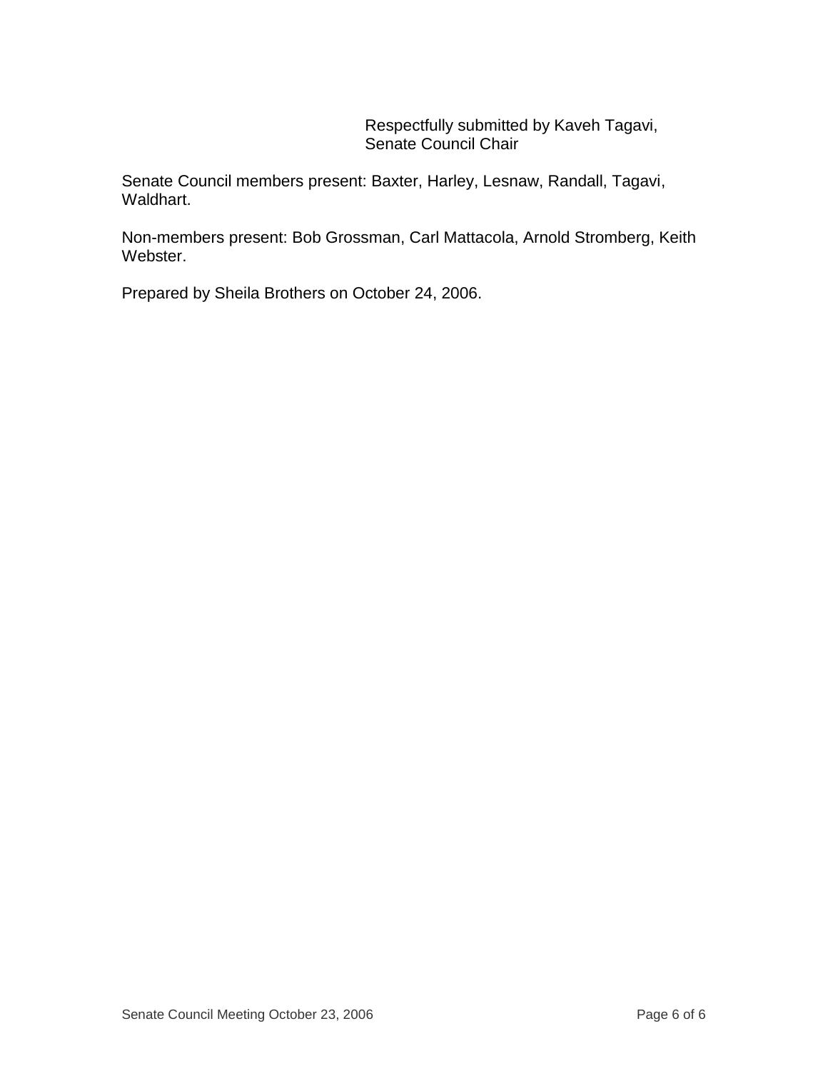Respectfully submitted by Kaveh Tagavi,
Senate Council Chair

Senate Council members present: Baxter, Harley, Lesnaw, Randall, Tagavi, Waldhart.

Non-members present: Bob Grossman, Carl Mattacola, Arnold Stromberg, Keith Webster.

Prepared by Sheila Brothers on October 24, 2006.